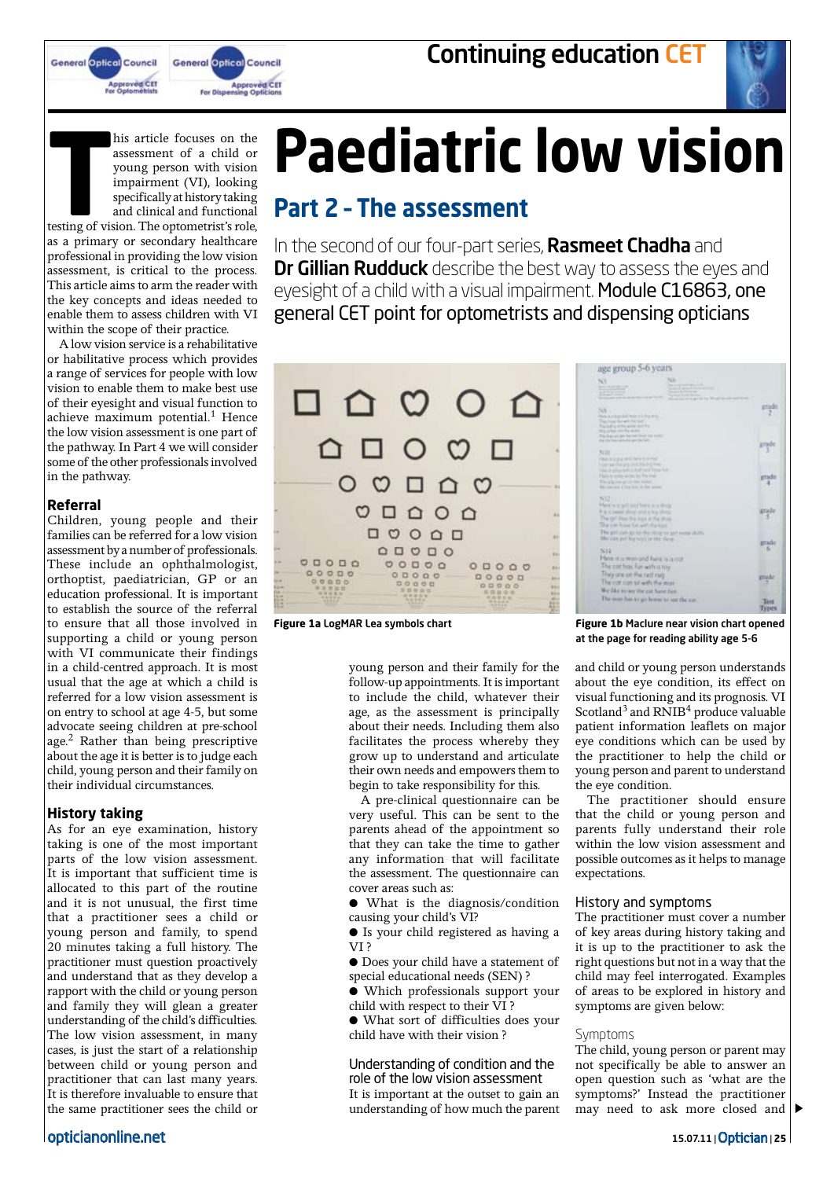# Paediatric low vision

## Part 2 - The assessment

In the second of our four-part series, **Rasmeet Chadha** and **Dr Gillian Rudduck** describe the best way to assess the eyes and eyesight of a child with a visual impairment. Module C16863, one general CET point for optometrists and dispensing opticians

This article focuses on the assessment of a child or young person with vision impairment (VI), looking specifically at history taking and clinical and functional testing of vision. The optometrist's role, as a primary or secondary healthcare professional in providing the low vision assessment, is critical to the process. This article aims to arm the reader with the key concepts and ideas needed to enable them to assess children with VI within the scope of their practice.

A low vision service is a rehabilitative or habilitative process which provides a range of services for people with low vision to enable them to make best use of their eyesight and visual function to achieve maximum potential.[1] Hence the low vision assessment is one part of the pathway. In Part 4 we will consider some of the other professionals involved in the pathway.

### Referral

Children, young people and their families can be referred for a low vision assessment by a number of professionals. These include an ophthalmologist, orthoptist, paediatrician, GP or an education professional. It is important to establish the source of the referral to ensure that all those involved in supporting a child or young person with VI communicate their findings in a child-centred approach. It is most usual that the age at which a child is referred for a low vision assessment is on entry to school at age 4-5, but some advocate seeing children at pre-school age.[2] Rather than being prescriptive about the age it is better to judge each child, young person and their family on their individual circumstances.

### History taking

As for an eye examination, history taking is one of the most important parts of the low vision assessment. It is important that sufficient time is allocated to this part of the routine and it is not unusual, the first time that a practitioner sees a child or young person and family, to spend 20 minutes taking a full history. The practitioner must question proactively and understand that as they develop a rapport with the child or young person and family they will glean a greater understanding of the child's difficulties. The low vision assessment, in many cases, is just the start of a relationship between child or young person and practitioner that can last many years. It is therefore invaluable to ensure that the same practitioner sees the child or young person and their family for the follow-up appointments. It is important to include the child, whatever their age, as the assessment is principally about their needs. Including them also facilitates the process whereby they grow up to understand and articulate their own needs and empowers them to begin to take responsibility for this.

**Figure 1a** LogMAR Lea symbols chart

**Figure 1b** Maclure near vision chart opened at the page for reading ability age 5-6

A pre-clinical questionnaire can be very useful. This can be sent to the parents ahead of the appointment so that they can take the time to gather any information that will facilitate the assessment. The questionnaire can cover areas such as:

- What is the diagnosis/condition causing your child's VI?
- Is your child registered as having a VI ?
- Does your child have a statement of special educational needs (SEN) ?
- Which professionals support your child with respect to their VI ?
- What sort of difficulties does your child have with their vision ?

#### Understanding of condition and the role of the low vision assessment

It is important at the outset to gain an understanding of how much the parent and child or young person understands about the eye condition, its effect on visual functioning and its prognosis. VI Scotland[3] and RNIB[4] produce valuable patient information leaflets on major eye conditions which can be used by the practitioner to help the child or young person and parent to understand the eye condition.

The practitioner should ensure that the child or young person and parents fully understand their role within the low vision assessment and possible outcomes as it helps to manage expectations.

#### History and symptoms

The practitioner must cover a number of key areas during history taking and it is up to the practitioner to ask the right questions but not in a way that the child may feel interrogated. Examples of areas to be explored in history and symptoms are given below:

#### Symptoms

The child, young person or parent may not specifically be able to answer an open question such as 'what are the symptoms?' Instead the practitioner may need to ask more closed and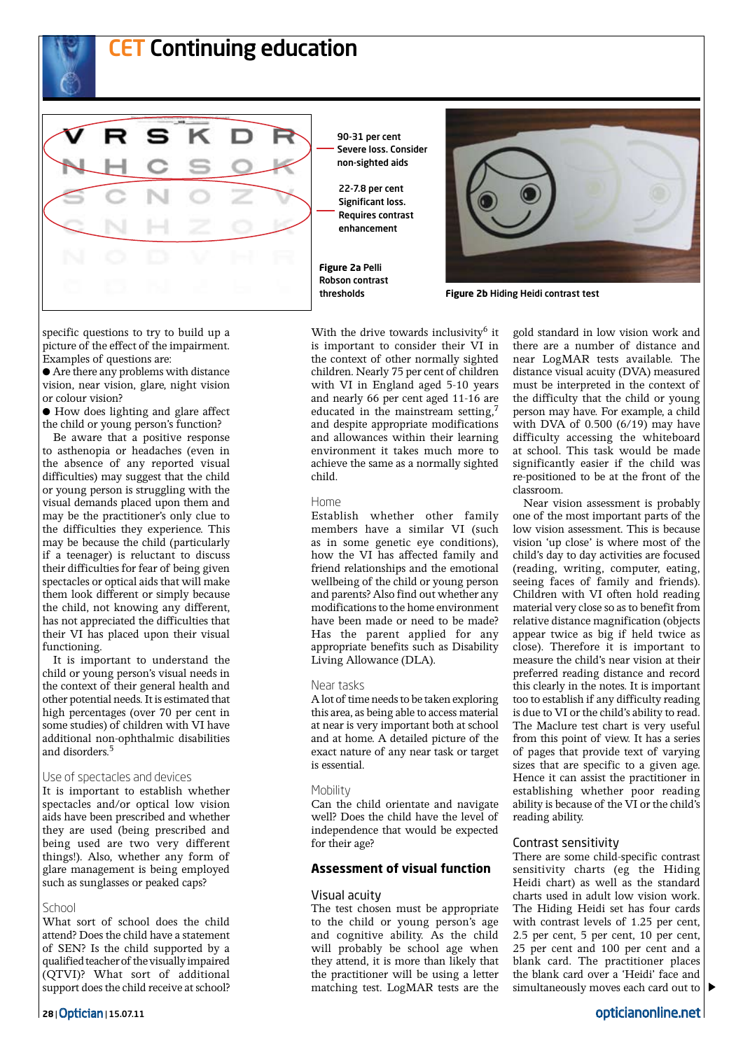90-31 per cent
Severe loss. Consider non-sighted aids

22-7.8 per cent
Significant loss. Requires contrast enhancement

**Figure 2a** Pelli Robson contrast thresholds

**Figure 2b** Hiding Heidi contrast test

specific questions to try to build up a picture of the effect of the impairment. Examples of questions are:

- Are there any problems with distance vision, near vision, glare, night vision or colour vision?
- How does lighting and glare affect the child or young person's function?

Be aware that a positive response to asthenopia or headaches (even in the absence of any reported visual difficulties) may suggest that the child or young person is struggling with the visual demands placed upon them and may be the practitioner's only clue to the difficulties they experience. This may be because the child (particularly if a teenager) is reluctant to discuss their difficulties for fear of being given spectacles or optical aids that will make them look different or simply because the child, not knowing any different, has not appreciated the difficulties that their VI has placed upon their visual functioning.

It is important to understand the child or young person's visual needs in the context of their general health and other potential needs. It is estimated that high percentages (over 70 per cent in some studies) of children with VI have additional non-ophthalmic disabilities and disorders.[5]

### Use of spectacles and devices

It is important to establish whether spectacles and/or optical low vision aids have been prescribed and whether they are used (being prescribed and being used are two very different things!). Also, whether any form of glare management is being employed such as sunglasses or peaked caps?

### School

What sort of school does the child attend? Does the child have a statement of SEN? Is the child supported by a qualified teacher of the visually impaired (QTVI)? What sort of additional support does the child receive at school?

With the drive towards inclusivity[6] it is important to consider their VI in the context of other normally sighted children. Nearly 75 per cent of children with VI in England aged 5-10 years and nearly 66 per cent aged 11-16 are educated in the mainstream setting,[7] and despite appropriate modifications and allowances within their learning environment it takes much more to achieve the same as a normally sighted child.

### Home

Establish whether other family members have a similar VI (such as in some genetic eye conditions), how the VI has affected family and friend relationships and the emotional wellbeing of the child or young person and parents? Also find out whether any modifications to the home environment have been made or need to be made? Has the parent applied for any appropriate benefits such as Disability Living Allowance (DLA).

### Near tasks

A lot of time needs to be taken exploring this area, as being able to access material at near is very important both at school and at home. A detailed picture of the exact nature of any near task or target is essential.

### Mobility

Can the child orientate and navigate well? Does the child have the level of independence that would be expected for their age?

## Assessment of visual function

### Visual acuity

The test chosen must be appropriate to the child or young person's age and cognitive ability. As the child will probably be school age when they attend, it is more than likely that the practitioner will be using a letter matching test. LogMAR tests are the gold standard in low vision work and there are a number of distance and near LogMAR tests available. The distance visual acuity (DVA) measured must be interpreted in the context of the difficulty that the child or young person may have. For example, a child with DVA of 0.500 (6/19) may have difficulty accessing the whiteboard at school. This task would be made significantly easier if the child was re-positioned to be at the front of the classroom.

Near vision assessment is probably one of the most important parts of the low vision assessment. This is because vision 'up close' is where most of the child's day to day activities are focused (reading, writing, computer, eating, seeing faces of family and friends). Children with VI often hold reading material very close so as to benefit from relative distance magnification (objects appear twice as big if held twice as close). Therefore it is important to measure the child's near vision at their preferred reading distance and record this clearly in the notes. It is important too to establish if any difficulty reading is due to VI or the child's ability to read. The Maclure test chart is very useful from this point of view. It has a series of pages that provide text of varying sizes that are specific to a given age. Hence it can assist the practitioner in establishing whether poor reading ability is because of the VI or the child's reading ability.

### Contrast sensitivity

There are some child-specific contrast sensitivity charts (eg the Hiding Heidi chart) as well as the standard charts used in adult low vision work. The Hiding Heidi set has four cards with contrast levels of 1.25 per cent, 2.5 per cent, 5 per cent, 10 per cent, 25 per cent and 100 per cent and a blank card. The practitioner places the blank card over a 'Heidi' face and simultaneously moves each card out to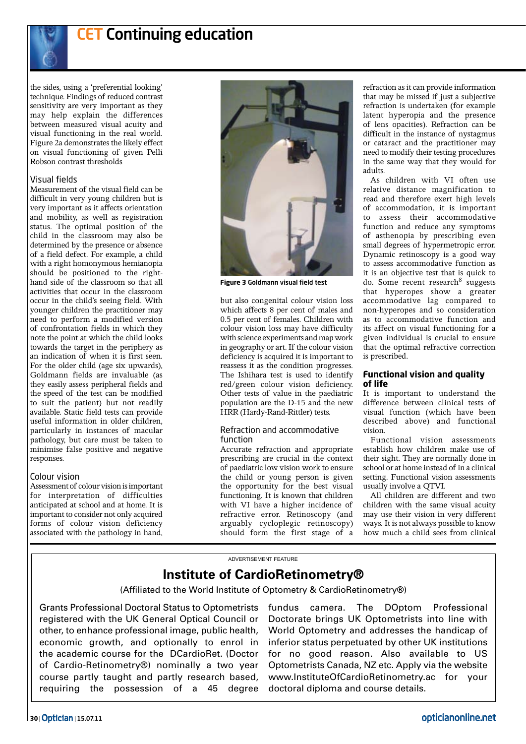the sides, using a 'preferential looking' technique. Findings of reduced contrast sensitivity are very important as they may help explain the differences between measured visual acuity and visual functioning in the real world. Figure 2a demonstrates the likely effect on visual functioning of given Pelli Robson contrast thresholds

### Visual fields

Measurement of the visual field can be difficult in very young children but is very important as it affects orientation and mobility, as well as registration status. The optimal position of the child in the classroom may also be determined by the presence or absence of a field defect. For example, a child with a right homonymous hemianopia should be positioned to the right-hand side of the classroom so that all activities that occur in the classroom occur in the child's seeing field. With younger children the practitioner may need to perform a modified version of confrontation fields in which they note the point at which the child looks towards the target in the periphery as an indication of when it is first seen. For the older child (age six upwards), Goldmann fields are invaluable (as they easily assess peripheral fields and the speed of the test can be modified to suit the patient) but not readily available. Static field tests can provide useful information in older children, particularly in instances of macular pathology, but care must be taken to minimise false positive and negative responses.

### Colour vision

Assessment of colour vision is important for interpretation of difficulties anticipated at school and at home. It is important to consider not only acquired forms of colour vision deficiency associated with the pathology in hand, but also congenital colour vision loss which affects 8 per cent of males and 0.5 per cent of females. Children with colour vision loss may have difficulty with science experiments and map work in geography or art. If the colour vision deficiency is acquired it is important to reassess it as the condition progresses. The Ishihara test is used to identify red/green colour vision deficiency. Other tests of value in the paediatric population are the D-15 and the new HRR (Hardy-Rand-Rittler) tests.

**Figure 3** Goldmann visual field test

### Refraction and accommodative function

Accurate refraction and appropriate prescribing are crucial in the context of paediatric low vision work to ensure the child or young person is given the opportunity for the best visual functioning. It is known that children with VI have a higher incidence of refractive error. Retinoscopy (and arguably cycloplegic retinoscopy) should form the first stage of a refraction as it can provide information that may be missed if just a subjective refraction is undertaken (for example latent hyperopia and the presence of lens opacities). Refraction can be difficult in the instance of nystagmus or cataract and the practitioner may need to modify their testing procedures in the same way that they would for adults.

As children with VI often use relative distance magnification to read and therefore exert high levels of accommodation, it is important to assess their accommodative function and reduce any symptoms of asthenopia by prescribing even small degrees of hypermetropic error. Dynamic retinoscopy is a good way to assess accommodative function as it is an objective test that is quick to do. Some recent research[8] suggests that hyperopes show a greater accommodative lag compared to non-hyperopes and so consideration as to accommodative function and its affect on visual functioning for a given individual is crucial to ensure that the optimal refractive correction is prescribed.

## Functional vision and quality of life

It is important to understand the difference between clinical tests of visual function (which have been described above) and functional vision.

Functional vision assessments establish how children make use of their sight. They are normally done in school or at home instead of in a clinical setting. Functional vision assessments usually involve a QTVI.

All children are different and two children with the same visual acuity may use their vision in very different ways. It is not always possible to know how much a child sees from clinical

---

ADVERTISEMENT FEATURE

## Institute of CardioRetinometry®

(Affiliated to the World Institute of Optometry & CardioRetinometry®)

Grants Professional Doctoral Status to Optometrists registered with the UK General Optical Council or other, to enhance professional image, public health, economic growth, and optionally to enrol in the academic course for the DCardioRet. (Doctor of Cardio-Retinometry®) nominally a two year course partly taught and partly research based, requiring the possession of a 45 degree fundus camera. The DOptom Professional Doctorate brings UK Optometrists into line with World Optometry and addresses the handicap of inferior status perpetuated by other UK institutions for no good reason. Also available to US Optometrists Canada, NZ etc. Apply via the website www.InstituteOfCardioRetinometry.ac for your doctoral diploma and course details.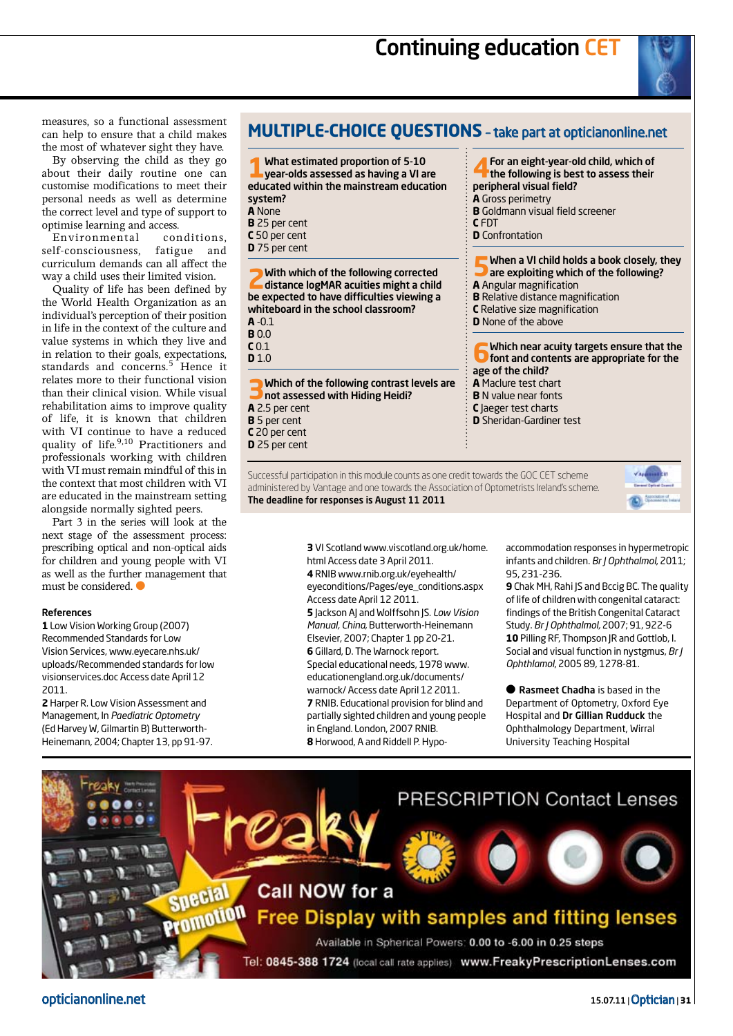measures, so a functional assessment can help to ensure that a child makes the most of whatever sight they have.

By observing the child as they go about their daily routine one can customise modifications to meet their personal needs as well as determine the correct level and type of support to optimise learning and access.

Environmental conditions, self-consciousness, fatigue and curriculum demands can all affect the way a child uses their limited vision.

Quality of life has been defined by the World Health Organization as an individual's perception of their position in life in the context of the culture and value systems in which they live and in relation to their goals, expectations, standards and concerns.[5] Hence it relates more to their functional vision than their clinical vision. While visual rehabilitation aims to improve quality of life, it is known that children with VI continue to have a reduced quality of life.[9,10] Practitioners and professionals working with children with VI must remain mindful of this in the context that most children with VI are educated in the mainstream setting alongside normally sighted peers.

Part 3 in the series will look at the next stage of the assessment process: prescribing optical and non-optical aids for children and young people with VI as well as the further management that must be considered.

## MULTIPLE-CHOICE QUESTIONS – take part at opticianonline.net

**1 What estimated proportion of 5-10 year-olds assessed as having a VI are educated within the mainstream education system?**
**A** None
**B** 25 per cent
**C** 50 per cent
**D** 75 per cent

**2 With which of the following corrected distance logMAR acuities might a child be expected to have difficulties viewing a whiteboard in the school classroom?**
**A** -0.1
**B** 0.0
**C** 0.1
**D** 1.0

**3 Which of the following contrast levels are not assessed with Hiding Heidi?**
**A** 2.5 per cent
**B** 5 per cent
**C** 20 per cent
**D** 25 per cent

**4 For an eight-year-old child, which of the following is best to assess their peripheral visual field?**
**A** Gross perimetry
**B** Goldmann visual field screener
**C** FDT
**D** Confrontation

**5 When a VI child holds a book closely, they are exploiting which of the following?**
**A** Angular magnification
**B** Relative distance magnification
**C** Relative size magnification
**D** None of the above

**6 Which near acuity targets ensure that the font and contents are appropriate for the age of the child?**
**A** Maclure test chart
**B** N value near fonts
**C** Jaeger test charts
**D** Sheridan-Gardiner test

Successful participation in this module counts as one credit towards the GOC CET scheme administered by Vantage and one towards the Association of Optometrists Ireland's scheme.
**The deadline for responses is August 11 2011**

### References

**1** Low Vision Working Group (2007) Recommended Standards for Low Vision Services, www.eyecare.nhs.uk/uploads/Recommended standards for low visionservices.doc Access date April 12 2011.
**2** Harper R. Low Vision Assessment and Management, In *Paediatric Optometry* (Ed Harvey W, Gilmartin B) Butterworth-Heinemann, 2004; Chapter 13, pp 91-97.
**3** VI Scotland www.viscotland.org.uk/home.html Access date 3 April 2011.
**4** RNIB www.rnib.org.uk/eyehealth/eyeconditions/Pages/eye_conditions.aspx Access date April 12 2011.
**5** Jackson AJ and Wolffsohn JS. *Low Vision Manual, China*, Butterworth-Heinemann Elsevier, 2007; Chapter 1 pp 20-21.
**6** Gillard, D. The Warnock report. Special educational needs, 1978 www.educationengland.org.uk/documents/warnock/ Access date April 12 2011.
**7** RNIB. Educational provision for blind and partially sighted children and young people in England. London, 2007 RNIB.
**8** Horwood, A and Riddell P. Hypo-accommodation responses in hypermetropic infants and children. *Br J Ophthalmol*, 2011; 95, 231-236.
**9** Chak MH, Rahi JS and Bccig BC. The quality of life of children with congenital cataract: findings of the British Congenital Cataract Study. *Br J Ophthalmol*, 2007; 91, 922-6
**10** Pilling RF, Thompson JR and Gottlob, I. Social and visual function in nystgmus, *Br J Ophthalmol*, 2005 89, 1278-81.

**Rasmeet Chadha** is based in the Department of Optometry, Oxford Eye Hospital and **Dr Gillian Rudduck** the Ophthalmology Department, Wirral University Teaching Hospital